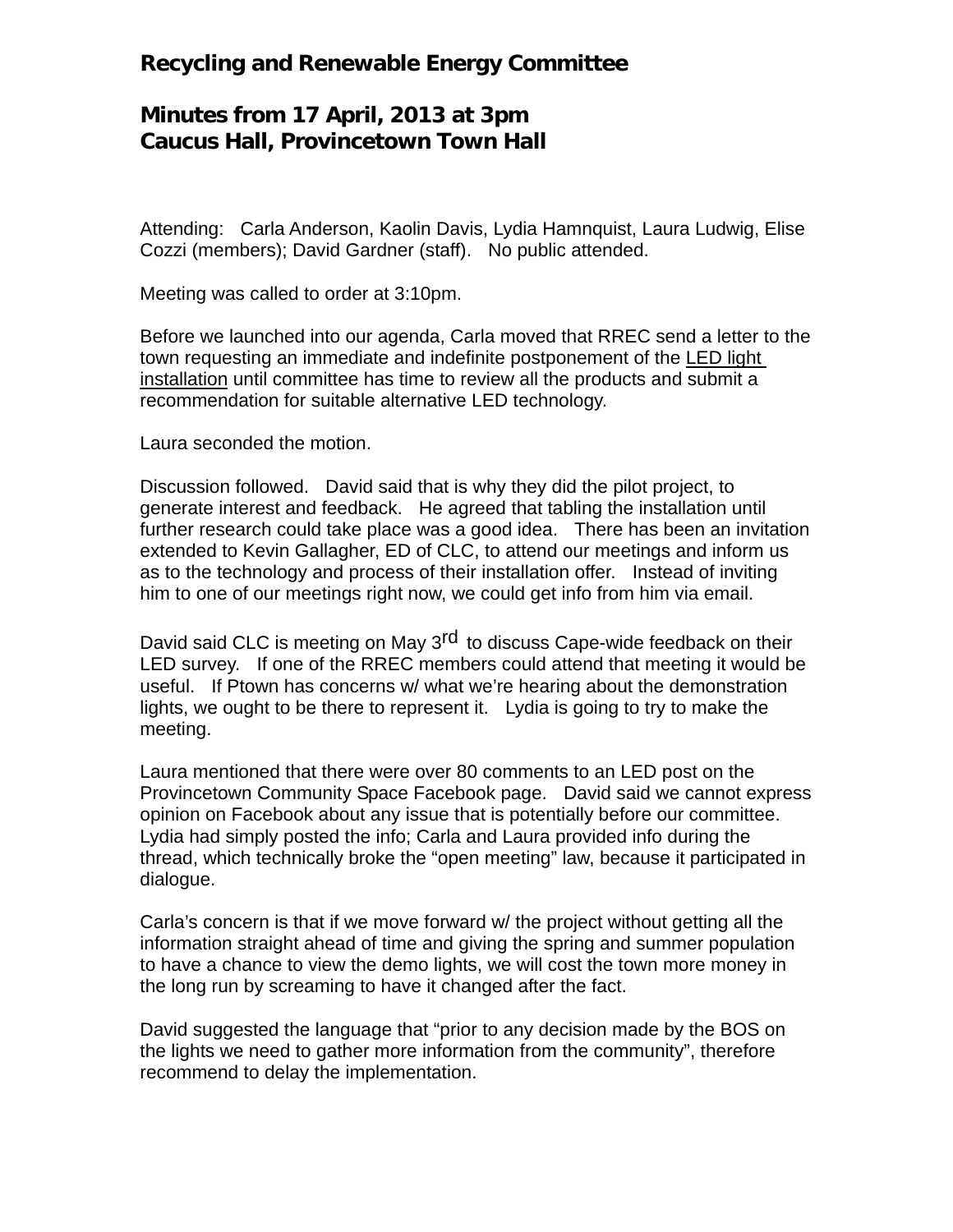# Recycling and Renewable Energy Committee

## Minutes from 17 April, 2013 at 3pm
## Caucus Hall, Provincetown Town Hall

Attending: Carla Anderson, Kaolin Davis, Lydia Hamnquist, Laura Ludwig, Elise Cozzi (members); David Gardner (staff). No public attended.

Meeting was called to order at 3:10pm.

Before we launched into our agenda, Carla moved that RREC send a letter to the town requesting an immediate and indefinite postponement of the LED light installation until committee has time to review all the products and submit a recommendation for suitable alternative LED technology.

Laura seconded the motion.

Discussion followed. David said that is why they did the pilot project, to generate interest and feedback. He agreed that tabling the installation until further research could take place was a good idea. There has been an invitation extended to Kevin Gallagher, ED of CLC, to attend our meetings and inform us as to the technology and process of their installation offer. Instead of inviting him to one of our meetings right now, we could get info from him via email.

David said CLC is meeting on May 3rd to discuss Cape-wide feedback on their LED survey. If one of the RREC members could attend that meeting it would be useful. If Ptown has concerns w/ what we're hearing about the demonstration lights, we ought to be there to represent it. Lydia is going to try to make the meeting.

Laura mentioned that there were over 80 comments to an LED post on the Provincetown Community Space Facebook page. David said we cannot express opinion on Facebook about any issue that is potentially before our committee. Lydia had simply posted the info; Carla and Laura provided info during the thread, which technically broke the "open meeting" law, because it participated in dialogue.

Carla's concern is that if we move forward w/ the project without getting all the information straight ahead of time and giving the spring and summer population to have a chance to view the demo lights, we will cost the town more money in the long run by screaming to have it changed after the fact.

David suggested the language that "prior to any decision made by the BOS on the lights we need to gather more information from the community", therefore recommend to delay the implementation.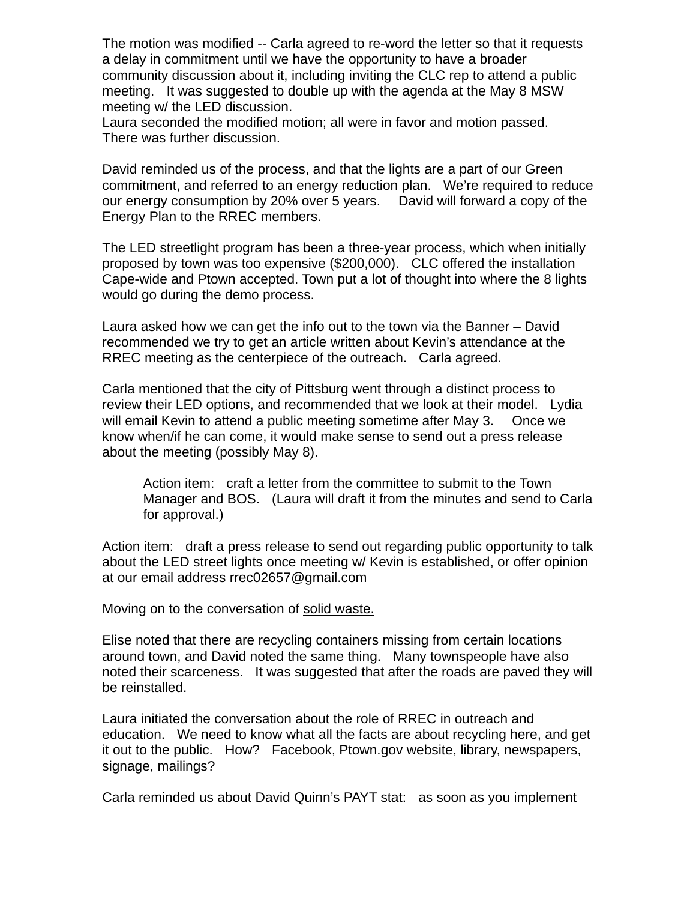The motion was modified -- Carla agreed to re-word the letter so that it requests a delay in commitment until we have the opportunity to have a broader community discussion about it, including inviting the CLC rep to attend a public meeting. It was suggested to double up with the agenda at the May 8 MSW meeting w/ the LED discussion.
Laura seconded the modified motion; all were in favor and motion passed.
There was further discussion.

David reminded us of the process, and that the lights are a part of our Green commitment, and referred to an energy reduction plan. We're required to reduce our energy consumption by 20% over 5 years. David will forward a copy of the Energy Plan to the RREC members.

The LED streetlight program has been a three-year process, which when initially proposed by town was too expensive ($200,000). CLC offered the installation Cape-wide and Ptown accepted. Town put a lot of thought into where the 8 lights would go during the demo process.

Laura asked how we can get the info out to the town via the Banner – David recommended we try to get an article written about Kevin's attendance at the RREC meeting as the centerpiece of the outreach. Carla agreed.

Carla mentioned that the city of Pittsburg went through a distinct process to review their LED options, and recommended that we look at their model. Lydia will email Kevin to attend a public meeting sometime after May 3. Once we know when/if he can come, it would make sense to send out a press release about the meeting (possibly May 8).

> Action item: craft a letter from the committee to submit to the Town Manager and BOS. (Laura will draft it from the minutes and send to Carla for approval.)

Action item: draft a press release to send out regarding public opportunity to talk about the LED street lights once meeting w/ Kevin is established, or offer opinion at our email address rrec02657@gmail.com

Moving on to the conversation of <u>solid waste.</u>

Elise noted that there are recycling containers missing from certain locations around town, and David noted the same thing. Many townspeople have also noted their scarceness. It was suggested that after the roads are paved they will be reinstalled.

Laura initiated the conversation about the role of RREC in outreach and education. We need to know what all the facts are about recycling here, and get it out to the public. How? Facebook, Ptown.gov website, library, newspapers, signage, mailings?

Carla reminded us about David Quinn's PAYT stat: as soon as you implement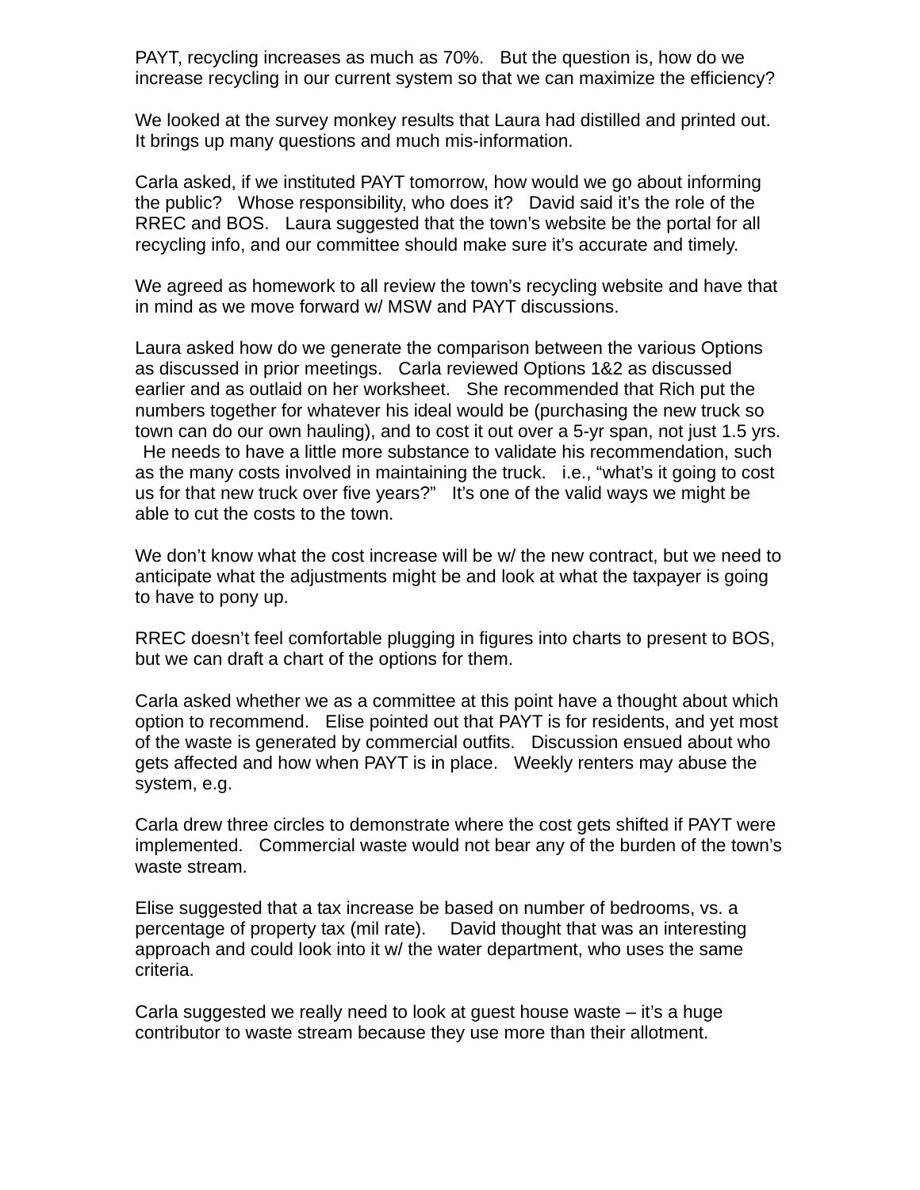PAYT, recycling increases as much as 70%. But the question is, how do we increase recycling in our current system so that we can maximize the efficiency?

We looked at the survey monkey results that Laura had distilled and printed out. It brings up many questions and much mis-information.

Carla asked, if we instituted PAYT tomorrow, how would we go about informing the public? Whose responsibility, who does it? David said it's the role of the RREC and BOS. Laura suggested that the town's website be the portal for all recycling info, and our committee should make sure it's accurate and timely.

We agreed as homework to all review the town's recycling website and have that in mind as we move forward w/ MSW and PAYT discussions.

Laura asked how do we generate the comparison between the various Options as discussed in prior meetings. Carla reviewed Options 1&2 as discussed earlier and as outlaid on her worksheet. She recommended that Rich put the numbers together for whatever his ideal would be (purchasing the new truck so town can do our own hauling), and to cost it out over a 5-yr span, not just 1.5 yrs. He needs to have a little more substance to validate his recommendation, such as the many costs involved in maintaining the truck. i.e., "what's it going to cost us for that new truck over five years?" It's one of the valid ways we might be able to cut the costs to the town.

We don't know what the cost increase will be w/ the new contract, but we need to anticipate what the adjustments might be and look at what the taxpayer is going to have to pony up.

RREC doesn't feel comfortable plugging in figures into charts to present to BOS, but we can draft a chart of the options for them.

Carla asked whether we as a committee at this point have a thought about which option to recommend. Elise pointed out that PAYT is for residents, and yet most of the waste is generated by commercial outfits. Discussion ensued about who gets affected and how when PAYT is in place. Weekly renters may abuse the system, e.g.

Carla drew three circles to demonstrate where the cost gets shifted if PAYT were implemented. Commercial waste would not bear any of the burden of the town's waste stream.

Elise suggested that a tax increase be based on number of bedrooms, vs. a percentage of property tax (mil rate). David thought that was an interesting approach and could look into it w/ the water department, who uses the same criteria.

Carla suggested we really need to look at guest house waste – it's a huge contributor to waste stream because they use more than their allotment.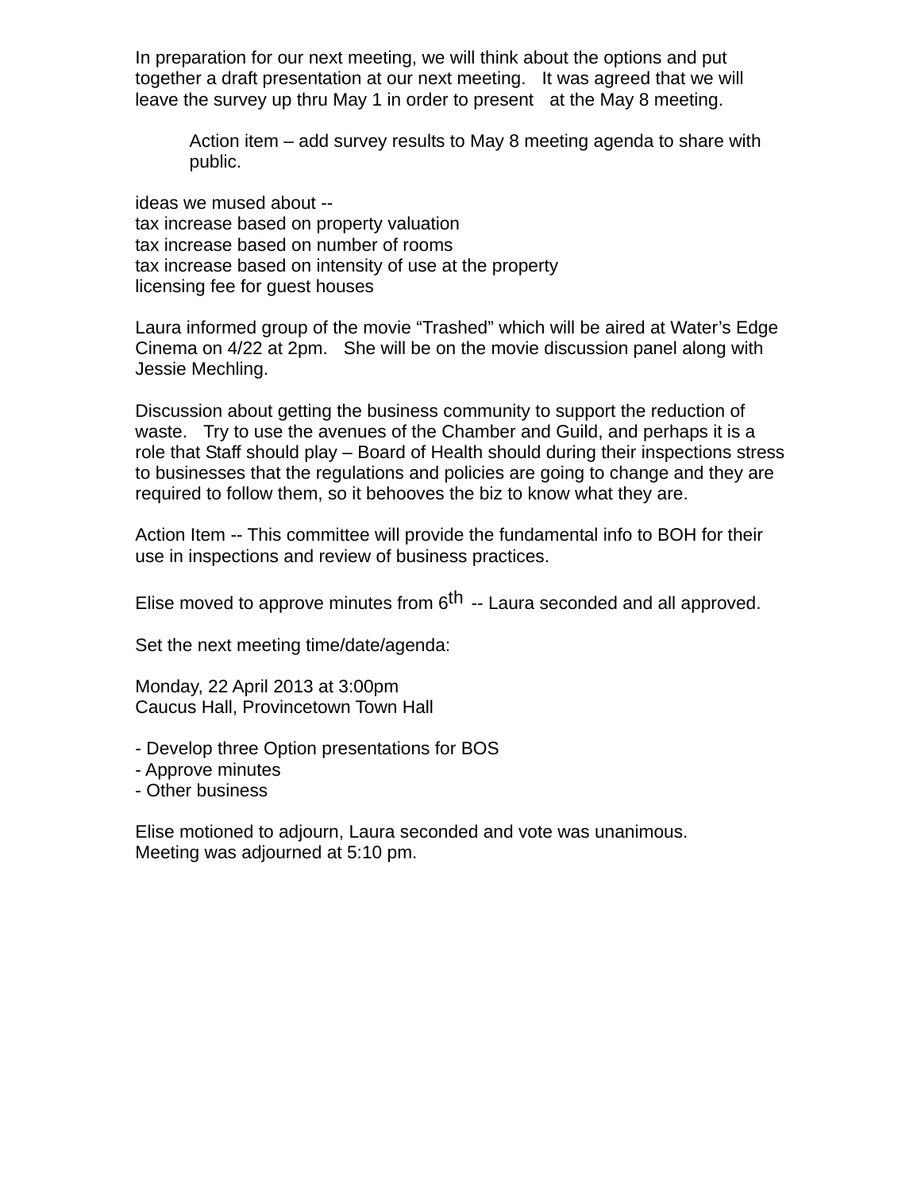In preparation for our next meeting, we will think about the options and put together a draft presentation at our next meeting. It was agreed that we will leave the survey up thru May 1 in order to present at the May 8 meeting.

> Action item – add survey results to May 8 meeting agenda to share with public.

ideas we mused about --
tax increase based on property valuation
tax increase based on number of rooms
tax increase based on intensity of use at the property
licensing fee for guest houses

Laura informed group of the movie "Trashed" which will be aired at Water's Edge Cinema on 4/22 at 2pm. She will be on the movie discussion panel along with Jessie Mechling.

Discussion about getting the business community to support the reduction of waste. Try to use the avenues of the Chamber and Guild, and perhaps it is a role that Staff should play – Board of Health should during their inspections stress to businesses that the regulations and policies are going to change and they are required to follow them, so it behooves the biz to know what they are.

Action Item -- This committee will provide the fundamental info to BOH for their use in inspections and review of business practices.

Elise moved to approve minutes from 6th -- Laura seconded and all approved.

Set the next meeting time/date/agenda:

Monday, 22 April 2013 at 3:00pm
Caucus Hall, Provincetown Town Hall

- Develop three Option presentations for BOS
- Approve minutes
- Other business

Elise motioned to adjourn, Laura seconded and vote was unanimous.
Meeting was adjourned at 5:10 pm.